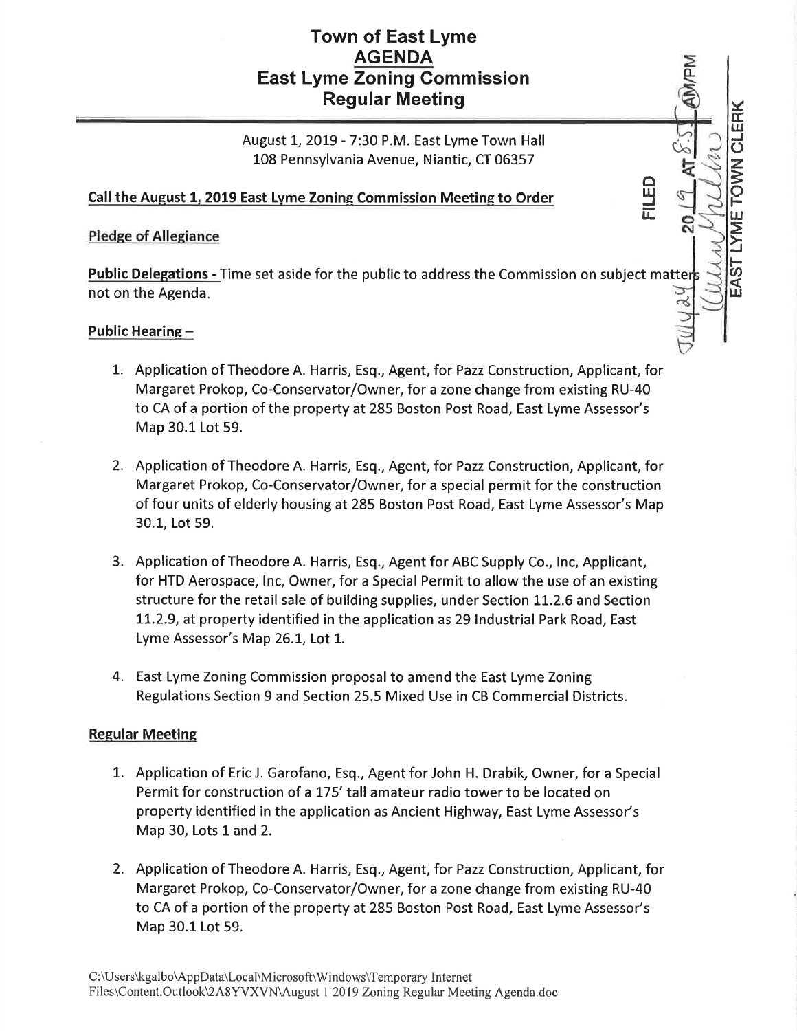# Town of East Lyme
## AGENDA
## East Lyme Zoning Commission
## Regular Meeting

FILED July 24 2019 AT 8:55 AM/PM EAST LYME TOWN CLERK

August 1, 2019 - 7:30 P.M. East Lyme Town Hall
108 Pennsylvania Avenue, Niantic, CT 06357

**Call the August 1, 2019 East Lyme Zoning Commission Meeting to Order**

Pledge of Allegiance

**Public Delegations** - Time set aside for the public to address the Commission on subject matters not on the Agenda.

**Public Hearing –**

1. Application of Theodore A. Harris, Esq., Agent, for Pazz Construction, Applicant, for Margaret Prokop, Co-Conservator/Owner, for a zone change from existing RU-40 to CA of a portion of the property at 285 Boston Post Road, East Lyme Assessor's Map 30.1 Lot 59.

2. Application of Theodore A. Harris, Esq., Agent, for Pazz Construction, Applicant, for Margaret Prokop, Co-Conservator/Owner, for a special permit for the construction of four units of elderly housing at 285 Boston Post Road, East Lyme Assessor's Map 30.1, Lot 59.

3. Application of Theodore A. Harris, Esq., Agent for ABC Supply Co., Inc, Applicant, for HTD Aerospace, Inc, Owner, for a Special Permit to allow the use of an existing structure for the retail sale of building supplies, under Section 11.2.6 and Section 11.2.9, at property identified in the application as 29 Industrial Park Road, East Lyme Assessor's Map 26.1, Lot 1.

4. East Lyme Zoning Commission proposal to amend the East Lyme Zoning Regulations Section 9 and Section 25.5 Mixed Use in CB Commercial Districts.

**Regular Meeting**

1. Application of Eric J. Garofano, Esq., Agent for John H. Drabik, Owner, for a Special Permit for construction of a 175' tall amateur radio tower to be located on property identified in the application as Ancient Highway, East Lyme Assessor's Map 30, Lots 1 and 2.

2. Application of Theodore A. Harris, Esq., Agent, for Pazz Construction, Applicant, for Margaret Prokop, Co-Conservator/Owner, for a zone change from existing RU-40 to CA of a portion of the property at 285 Boston Post Road, East Lyme Assessor's Map 30.1 Lot 59.

C:\Users\kgalbo\AppData\Local\Microsoft\Windows\Temporary Internet Files\Content.Outlook\2A8YVXVN\August 1 2019 Zoning Regular Meeting Agenda.doc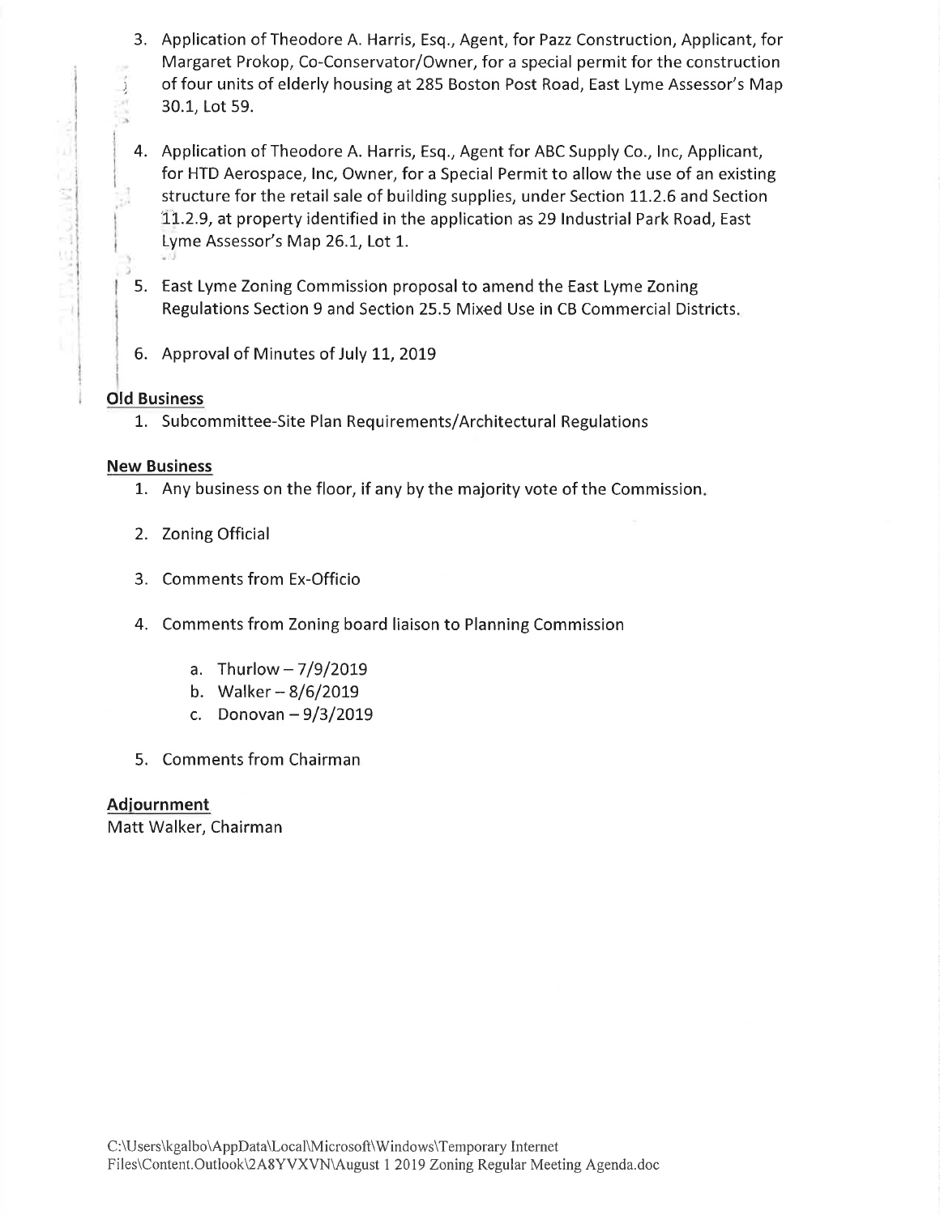3. Application of Theodore A. Harris, Esq., Agent, for Pazz Construction, Applicant, for Margaret Prokop, Co-Conservator/Owner, for a special permit for the construction of four units of elderly housing at 285 Boston Post Road, East Lyme Assessor's Map 30.1, Lot 59.

4. Application of Theodore A. Harris, Esq., Agent for ABC Supply Co., Inc, Applicant, for HTD Aerospace, Inc, Owner, for a Special Permit to allow the use of an existing structure for the retail sale of building supplies, under Section 11.2.6 and Section 11.2.9, at property identified in the application as 29 Industrial Park Road, East Lyme Assessor's Map 26.1, Lot 1.

5. East Lyme Zoning Commission proposal to amend the East Lyme Zoning Regulations Section 9 and Section 25.5 Mixed Use in CB Commercial Districts.

6. Approval of Minutes of July 11, 2019

**Old Business**

1. Subcommittee-Site Plan Requirements/Architectural Regulations

**New Business**

1. Any business on the floor, if any by the majority vote of the Commission.

2. Zoning Official

3. Comments from Ex-Officio

4. Comments from Zoning board liaison to Planning Commission

    a. Thurlow – 7/9/2019
    b. Walker – 8/6/2019
    c. Donovan – 9/3/2019

5. Comments from Chairman

**Adjournment**

Matt Walker, Chairman

C:\Users\kgalbo\AppData\Local\Microsoft\Windows\Temporary Internet Files\Content.Outlook\2A8YVXVN\August 1 2019 Zoning Regular Meeting Agenda.doc